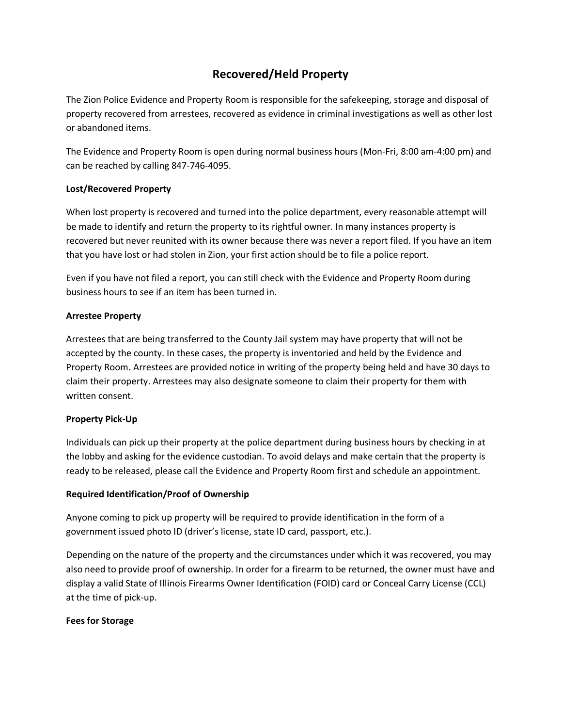# Recovered/Held Property

The Zion Police Evidence and Property Room is responsible for the safekeeping, storage and disposal of property recovered from arrestees, recovered as evidence in criminal investigations as well as other lost or abandoned items.

The Evidence and Property Room is open during normal business hours (Mon-Fri, 8:00 am-4:00 pm) and can be reached by calling 847-746-4095.

**Lost/Recovered Property**

When lost property is recovered and turned into the police department, every reasonable attempt will be made to identify and return the property to its rightful owner. In many instances property is recovered but never reunited with its owner because there was never a report filed. If you have an item that you have lost or had stolen in Zion, your first action should be to file a police report.

Even if you have not filed a report, you can still check with the Evidence and Property Room during business hours to see if an item has been turned in.

**Arrestee Property**

Arrestees that are being transferred to the County Jail system may have property that will not be accepted by the county. In these cases, the property is inventoried and held by the Evidence and Property Room. Arrestees are provided notice in writing of the property being held and have 30 days to claim their property. Arrestees may also designate someone to claim their property for them with written consent.

**Property Pick-Up**

Individuals can pick up their property at the police department during business hours by checking in at the lobby and asking for the evidence custodian. To avoid delays and make certain that the property is ready to be released, please call the Evidence and Property Room first and schedule an appointment.

**Required Identification/Proof of Ownership**

Anyone coming to pick up property will be required to provide identification in the form of a government issued photo ID (driver's license, state ID card, passport, etc.).

Depending on the nature of the property and the circumstances under which it was recovered, you may also need to provide proof of ownership. In order for a firearm to be returned, the owner must have and display a valid State of Illinois Firearms Owner Identification (FOID) card or Conceal Carry License (CCL) at the time of pick-up.

**Fees for Storage**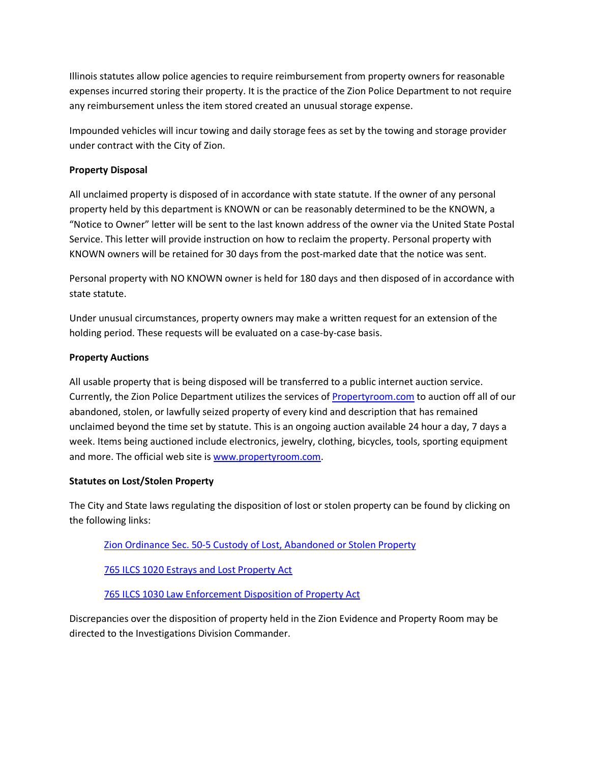Illinois statutes allow police agencies to require reimbursement from property owners for reasonable expenses incurred storing their property. It is the practice of the Zion Police Department to not require any reimbursement unless the item stored created an unusual storage expense.

Impounded vehicles will incur towing and daily storage fees as set by the towing and storage provider under contract with the City of Zion.

**Property Disposal**

All unclaimed property is disposed of in accordance with state statute. If the owner of any personal property held by this department is KNOWN or can be reasonably determined to be the KNOWN, a "Notice to Owner" letter will be sent to the last known address of the owner via the United State Postal Service. This letter will provide instruction on how to reclaim the property. Personal property with KNOWN owners will be retained for 30 days from the post-marked date that the notice was sent.

Personal property with NO KNOWN owner is held for 180 days and then disposed of in accordance with state statute.

Under unusual circumstances, property owners may make a written request for an extension of the holding period. These requests will be evaluated on a case-by-case basis.

**Property Auctions**

All usable property that is being disposed will be transferred to a public internet auction service. Currently, the Zion Police Department utilizes the services of [Propertyroom.com](http://www.propertyroom.com) to auction off all of our abandoned, stolen, or lawfully seized property of every kind and description that has remained unclaimed beyond the time set by statute. This is an ongoing auction available 24 hour a day, 7 days a week. Items being auctioned include electronics, jewelry, clothing, bicycles, tools, sporting equipment and more. The official web site is [www.propertyroom.com](http://www.propertyroom.com).

**Statutes on Lost/Stolen Property**

The City and State laws regulating the disposition of lost or stolen property can be found by clicking on the following links:

> Zion Ordinance Sec. 50-5 Custody of Lost, Abandoned or Stolen Property
>
> 765 ILCS 1020 Estrays and Lost Property Act
>
> 765 ILCS 1030 Law Enforcement Disposition of Property Act

Discrepancies over the disposition of property held in the Zion Evidence and Property Room may be directed to the Investigations Division Commander.